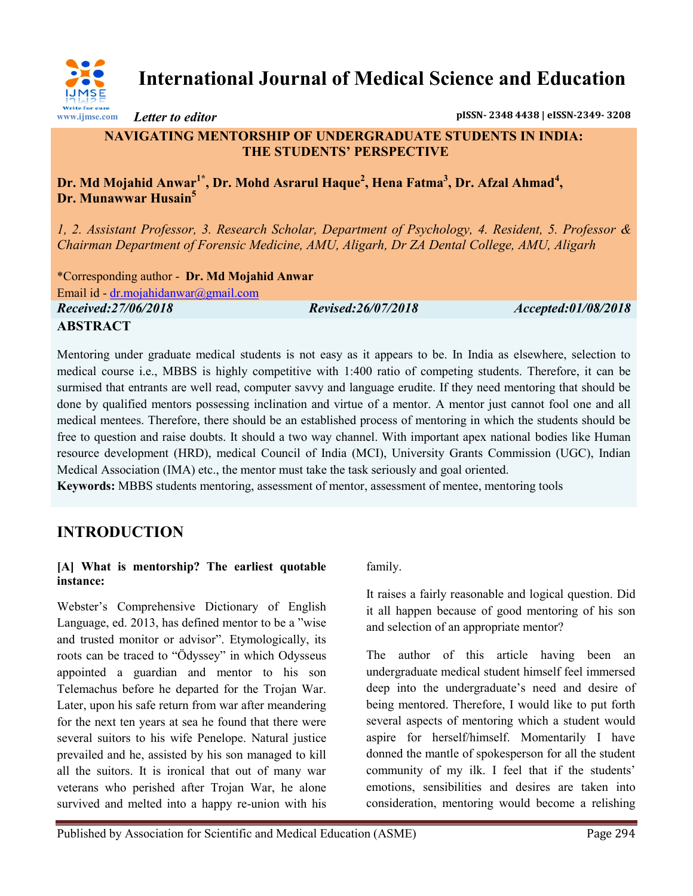# International Journal of Medical Science and Education

*Letter to editor*

pISSN- 2348 4438 | eISSN-2349- 3208

## NAVIGATING MENTORSHIP OF UNDERGRADUATE STUDENTS IN INDIA: THE STUDENTS' PERSPECTIVE

**Dr. Md Mojahid Anwar[1*], Dr. Mohd Asrarul Haque[2], Hena Fatma[3], Dr. Afzal Ahmad[4], Dr. Munawwar Husain[5]**

*1, 2. Assistant Professor, 3. Research Scholar, Department of Psychology, 4. Resident, 5. Professor & Chairman Department of Forensic Medicine, AMU, Aligarh, Dr ZA Dental College, AMU, Aligarh*

*Corresponding author - **Dr. Md Mojahid Anwar**

Email id - dr.mojahidanwar@gmail.com

*Received:27/06/2018* *Revised:26/07/2018* *Accepted:01/08/2018*

## ABSTRACT

Mentoring under graduate medical students is not easy as it appears to be. In India as elsewhere, selection to medical course i.e., MBBS is highly competitive with 1:400 ratio of competing students. Therefore, it can be surmised that entrants are well read, computer savvy and language erudite. If they need mentoring that should be done by qualified mentors possessing inclination and virtue of a mentor. A mentor just cannot fool one and all medical mentees. Therefore, there should be an established process of mentoring in which the students should be free to question and raise doubts. It should a two way channel. With important apex national bodies like Human resource development (HRD), medical Council of India (MCI), University Grants Commission (UGC), Indian Medical Association (IMA) etc., the mentor must take the task seriously and goal oriented.

**Keywords:** MBBS students mentoring, assessment of mentor, assessment of mentee, mentoring tools

## INTRODUCTION

### [A] What is mentorship? The earliest quotable instance:

Webster's Comprehensive Dictionary of English Language, ed. 2013, has defined mentor to be a "wise and trusted monitor or advisor". Etymologically, its roots can be traced to "Ödyssey" in which Odysseus appointed a guardian and mentor to his son Telemachus before he departed for the Trojan War. Later, upon his safe return from war after meandering for the next ten years at sea he found that there were several suitors to his wife Penelope. Natural justice prevailed and he, assisted by his son managed to kill all the suitors. It is ironical that out of many war veterans who perished after Trojan War, he alone survived and melted into a happy re-union with his family.

It raises a fairly reasonable and logical question. Did it all happen because of good mentoring of his son and selection of an appropriate mentor?

The author of this article having been an undergraduate medical student himself feel immersed deep into the undergraduate's need and desire of being mentored. Therefore, I would like to put forth several aspects of mentoring which a student would aspire for herself/himself. Momentarily I have donned the mantle of spokesperson for all the student community of my ilk. I feel that if the students' emotions, sensibilities and desires are taken into consideration, mentoring would become a relishing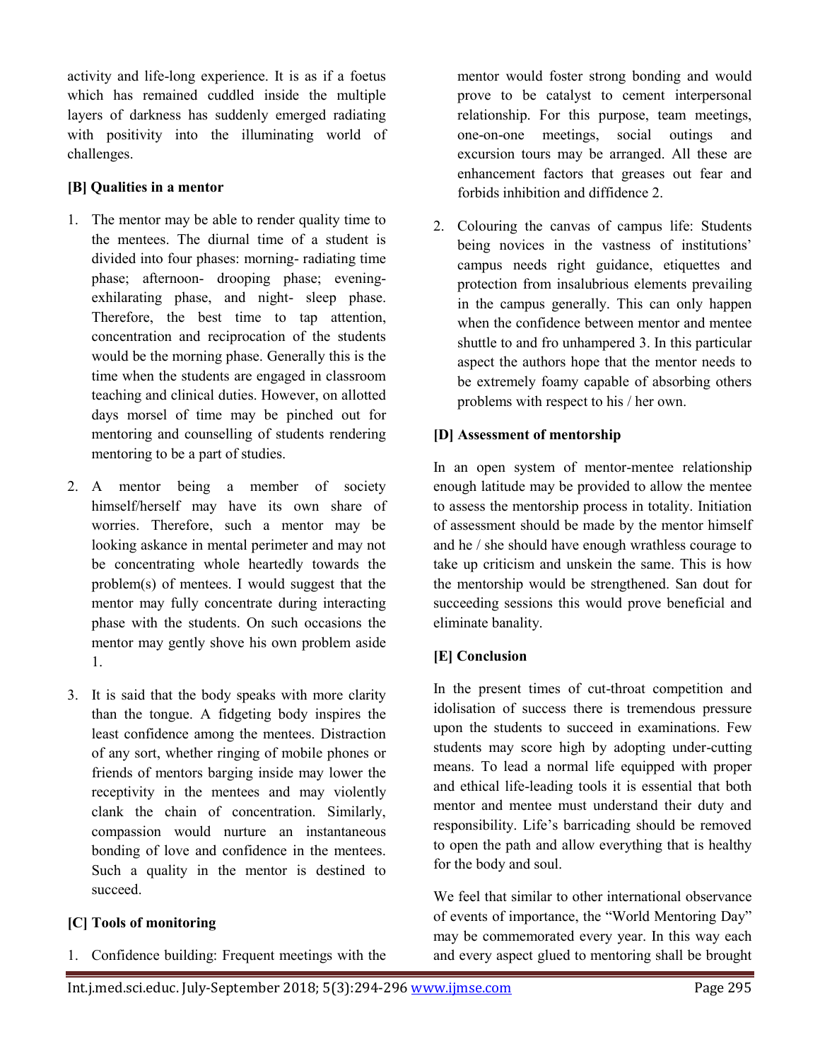activity and life-long experience. It is as if a foetus which has remained cuddled inside the multiple layers of darkness has suddenly emerged radiating with positivity into the illuminating world of challenges.

### [B] Qualities in a mentor

1. The mentor may be able to render quality time to the mentees. The diurnal time of a student is divided into four phases: morning- radiating time phase; afternoon- drooping phase; evening- exhilarating phase, and night- sleep phase. Therefore, the best time to tap attention, concentration and reciprocation of the students would be the morning phase. Generally this is the time when the students are engaged in classroom teaching and clinical duties. However, on allotted days morsel of time may be pinched out for mentoring and counselling of students rendering mentoring to be a part of studies.
2. A mentor being a member of society himself/herself may have its own share of worries. Therefore, such a mentor may be looking askance in mental perimeter and may not be concentrating whole heartedly towards the problem(s) of mentees. I would suggest that the mentor may fully concentrate during interacting phase with the students. On such occasions the mentor may gently shove his own problem aside 1.
3. It is said that the body speaks with more clarity than the tongue. A fidgeting body inspires the least confidence among the mentees. Distraction of any sort, whether ringing of mobile phones or friends of mentors barging inside may lower the receptivity in the mentees and may violently clank the chain of concentration. Similarly, compassion would nurture an instantaneous bonding of love and confidence in the mentees. Such a quality in the mentor is destined to succeed.

### [C] Tools of monitoring

1. Confidence building: Frequent meetings with the mentor would foster strong bonding and would prove to be catalyst to cement interpersonal relationship. For this purpose, team meetings, one-on-one meetings, social outings and excursion tours may be arranged. All these are enhancement factors that greases out fear and forbids inhibition and diffidence 2.
2. Colouring the canvas of campus life: Students being novices in the vastness of institutions' campus needs right guidance, etiquettes and protection from insalubrious elements prevailing in the campus generally. This can only happen when the confidence between mentor and mentee shuttle to and fro unhampered 3. In this particular aspect the authors hope that the mentor needs to be extremely foamy capable of absorbing others problems with respect to his / her own.

### [D] Assessment of mentorship

In an open system of mentor-mentee relationship enough latitude may be provided to allow the mentee to assess the mentorship process in totality. Initiation of assessment should be made by the mentor himself and he / she should have enough wrathless courage to take up criticism and unskein the same. This is how the mentorship would be strengthened. San dout for succeeding sessions this would prove beneficial and eliminate banality.

### [E] Conclusion

In the present times of cut-throat competition and idolisation of success there is tremendous pressure upon the students to succeed in examinations. Few students may score high by adopting under-cutting means. To lead a normal life equipped with proper and ethical life-leading tools it is essential that both mentor and mentee must understand their duty and responsibility. Life's barricading should be removed to open the path and allow everything that is healthy for the body and soul.

We feel that similar to other international observance of events of importance, the "World Mentoring Day" may be commemorated every year. In this way each and every aspect glued to mentoring shall be brought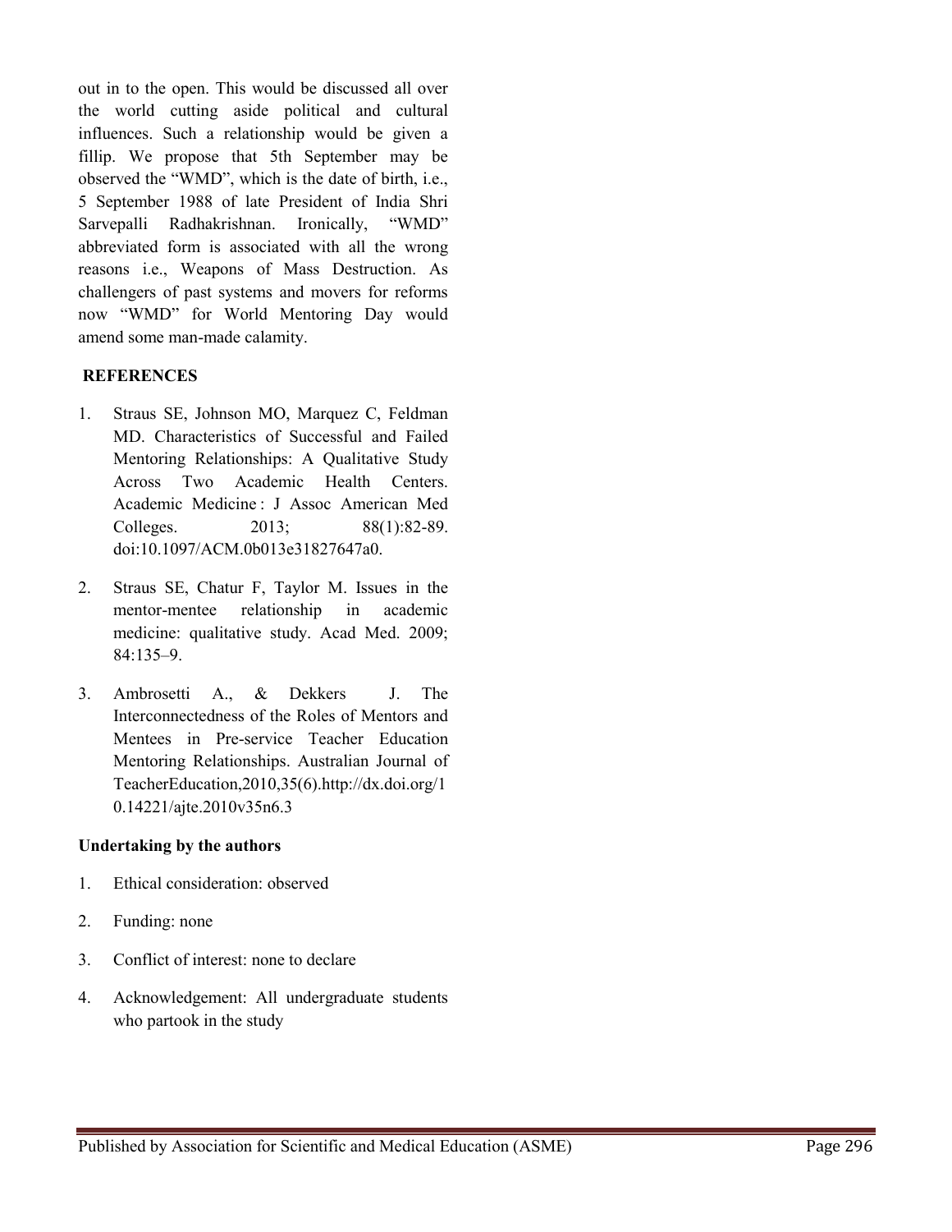out in to the open. This would be discussed all over the world cutting aside political and cultural influences. Such a relationship would be given a fillip. We propose that 5th September may be observed the "WMD", which is the date of birth, i.e., 5 September 1988 of late President of India Shri Sarvepalli Radhakrishnan. Ironically, "WMD" abbreviated form is associated with all the wrong reasons i.e., Weapons of Mass Destruction. As challengers of past systems and movers for reforms now "WMD" for World Mentoring Day would amend some man-made calamity.

## REFERENCES

1. Straus SE, Johnson MO, Marquez C, Feldman MD. Characteristics of Successful and Failed Mentoring Relationships: A Qualitative Study Across Two Academic Health Centers. Academic Medicine : J Assoc American Med Colleges. 2013; 88(1):82-89. doi:10.1097/ACM.0b013e31827647a0.
2. Straus SE, Chatur F, Taylor M. Issues in the mentor-mentee relationship in academic medicine: qualitative study. Acad Med. 2009; 84:135–9.
3. Ambrosetti A., & Dekkers J. The Interconnectedness of the Roles of Mentors and Mentees in Pre-service Teacher Education Mentoring Relationships. Australian Journal of TeacherEducation,2010,35(6).http://dx.doi.org/10.14221/ajte.2010v35n6.3

**Undertaking by the authors**

1. Ethical consideration: observed
2. Funding: none
3. Conflict of interest: none to declare
4. Acknowledgement: All undergraduate students who partook in the study